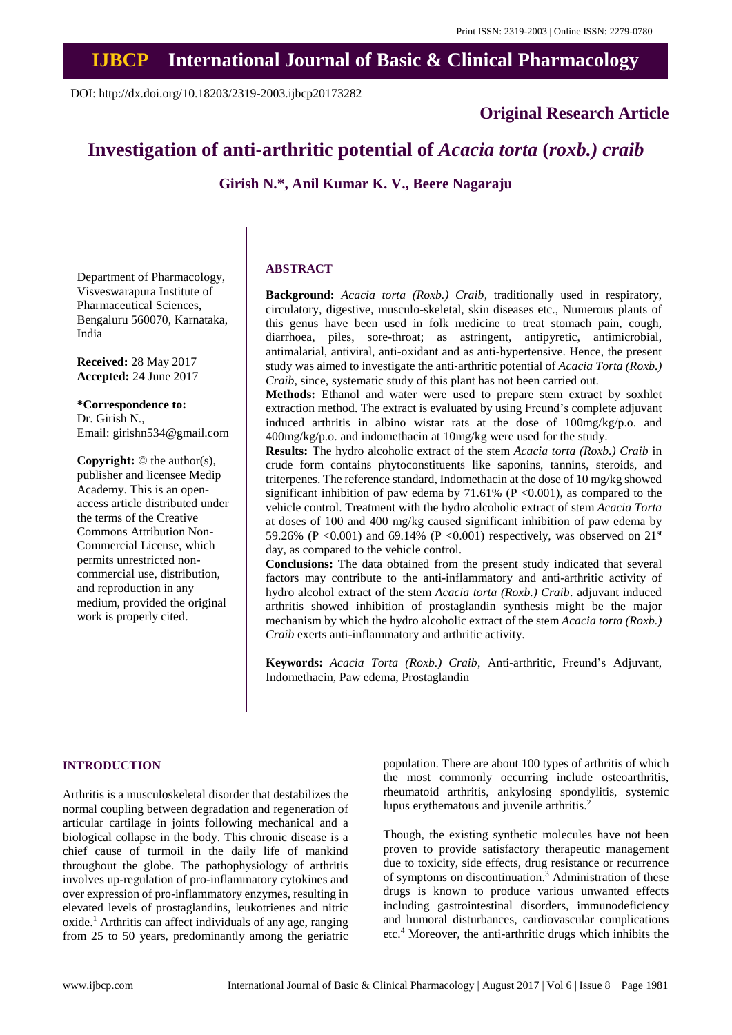DOI: http://dx.doi.org/10.18203/2319-2003.ijbcp20173282

**Original Research Article**

# Investigation of anti-arthritic potential of *Acacia torta* (*roxb.*) *craib*

**Girish N.*, Anil Kumar K. V., Beere Nagaraju**

Department of Pharmacology, Visveswarapura Institute of Pharmaceutical Sciences, Bengaluru 560070, Karnataka, India

**Received:** 28 May 2017
**Accepted:** 24 June 2017

***Correspondence to:**
Dr. Girish N.,
Email: girishn534@gmail.com

**Copyright:** © the author(s), publisher and licensee Medip Academy. This is an open-access article distributed under the terms of the Creative Commons Attribution Non-Commercial License, which permits unrestricted non-commercial use, distribution, and reproduction in any medium, provided the original work is properly cited.

## ABSTRACT

**Background:** *Acacia torta (Roxb.) Craib*, traditionally used in respiratory, circulatory, digestive, musculo-skeletal, skin diseases etc., Numerous plants of this genus have been used in folk medicine to treat stomach pain, cough, diarrhoea, piles, sore-throat; as astringent, antipyretic, antimicrobial, antimalarial, antiviral, anti-oxidant and as anti-hypertensive. Hence, the present study was aimed to investigate the anti-arthritic potential of *Acacia Torta (Roxb.) Craib*, since, systematic study of this plant has not been carried out.

**Methods:** Ethanol and water were used to prepare stem extract by soxhlet extraction method. The extract is evaluated by using Freund's complete adjuvant induced arthritis in albino wistar rats at the dose of 100mg/kg/p.o. and 400mg/kg/p.o. and indomethacin at 10mg/kg were used for the study.

**Results:** The hydro alcoholic extract of the stem *Acacia torta (Roxb.) Craib* in crude form contains phytoconstituents like saponins, tannins, steroids, and triterpenes. The reference standard, Indomethacin at the dose of 10 mg/kg showed significant inhibition of paw edema by 71.61% ($P < 0.001$), as compared to the vehicle control. Treatment with the hydro alcoholic extract of stem *Acacia Torta* at doses of 100 and 400 mg/kg caused significant inhibition of paw edema by 59.26% ($P < 0.001$) and 69.14% ($P < 0.001$) respectively, was observed on 21st day, as compared to the vehicle control.

**Conclusions:** The data obtained from the present study indicated that several factors may contribute to the anti-inflammatory and anti-arthritic activity of hydro alcohol extract of the stem *Acacia torta (Roxb.) Craib*. adjuvant induced arthritis showed inhibition of prostaglandin synthesis might be the major mechanism by which the hydro alcoholic extract of the stem *Acacia torta (Roxb.) Craib* exerts anti-inflammatory and arthritic activity.

**Keywords:** *Acacia Torta (Roxb.) Craib*, Anti-arthritic, Freund's Adjuvant, Indomethacin, Paw edema, Prostaglandin

## INTRODUCTION

Arthritis is a musculoskeletal disorder that destabilizes the normal coupling between degradation and regeneration of articular cartilage in joints following mechanical and a biological collapse in the body. This chronic disease is a chief cause of turmoil in the daily life of mankind throughout the globe. The pathophysiology of arthritis involves up-regulation of pro-inflammatory cytokines and over expression of pro-inflammatory enzymes, resulting in elevated levels of prostaglandins, leukotrienes and nitric oxide.[1] Arthritis can affect individuals of any age, ranging from 25 to 50 years, predominantly among the geriatric population. There are about 100 types of arthritis of which the most commonly occurring include osteoarthritis, rheumatoid arthritis, ankylosing spondylitis, systemic lupus erythematous and juvenile arthritis.[2]

Though, the existing synthetic molecules have not been proven to provide satisfactory therapeutic management due to toxicity, side effects, drug resistance or recurrence of symptoms on discontinuation.[3] Administration of these drugs is known to produce various unwanted effects including gastrointestinal disorders, immunodeficiency and humoral disturbances, cardiovascular complications etc.[4] Moreover, the anti-arthritic drugs which inhibits the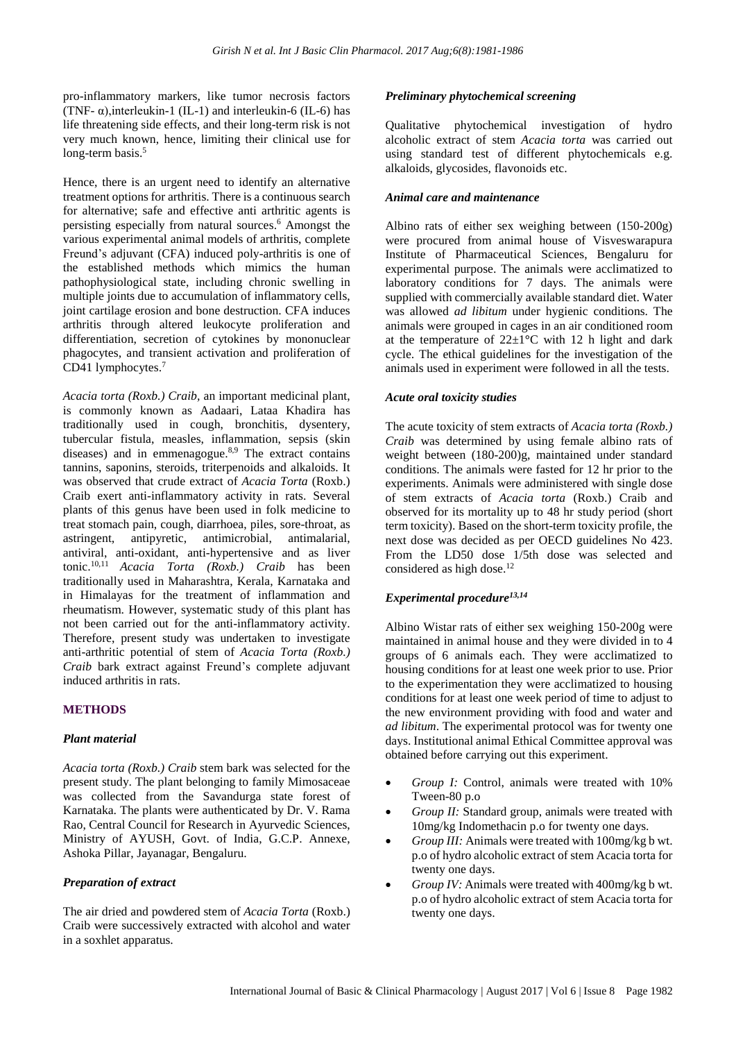pro-inflammatory markers, like tumor necrosis factors (TNF- α),interleukin-1 (IL-1) and interleukin-6 (IL-6) has life threatening side effects, and their long-term risk is not very much known, hence, limiting their clinical use for long-term basis.[5]

Hence, there is an urgent need to identify an alternative treatment options for arthritis. There is a continuous search for alternative; safe and effective anti arthritic agents is persisting especially from natural sources.[6] Amongst the various experimental animal models of arthritis, complete Freund's adjuvant (CFA) induced poly-arthritis is one of the established methods which mimics the human pathophysiological state, including chronic swelling in multiple joints due to accumulation of inflammatory cells, joint cartilage erosion and bone destruction. CFA induces arthritis through altered leukocyte proliferation and differentiation, secretion of cytokines by mononuclear phagocytes, and transient activation and proliferation of CD41 lymphocytes.[7]

*Acacia torta (Roxb.) Craib*, an important medicinal plant, is commonly known as Aadaari, Lataa Khadira has traditionally used in cough, bronchitis, dysentery, tubercular fistula, measles, inflammation, sepsis (skin diseases) and in emmenagogue.[8,9] The extract contains tannins, saponins, steroids, triterpenoids and alkaloids. It was observed that crude extract of *Acacia Torta* (Roxb.) Craib exert anti-inflammatory activity in rats. Several plants of this genus have been used in folk medicine to treat stomach pain, cough, diarrhoea, piles, sore-throat, as astringent, antipyretic, antimicrobial, antimalarial, antiviral, anti-oxidant, anti-hypertensive and as liver tonic.[10,11] *Acacia Torta (Roxb.) Craib* has been traditionally used in Maharashtra, Kerala, Karnataka and in Himalayas for the treatment of inflammation and rheumatism. However, systematic study of this plant has not been carried out for the anti-inflammatory activity. Therefore, present study was undertaken to investigate anti-arthritic potential of stem of *Acacia Torta (Roxb.) Craib* bark extract against Freund's complete adjuvant induced arthritis in rats.

## METHODS

### *Plant material*

*Acacia torta (Roxb.) Craib* stem bark was selected for the present study. The plant belonging to family Mimosaceae was collected from the Savandurga state forest of Karnataka. The plants were authenticated by Dr. V. Rama Rao, Central Council for Research in Ayurvedic Sciences, Ministry of AYUSH, Govt. of India, G.C.P. Annexe, Ashoka Pillar, Jayanagar, Bengaluru.

### *Preparation of extract*

The air dried and powdered stem of *Acacia Torta* (Roxb.) Craib were successively extracted with alcohol and water in a soxhlet apparatus.

### *Preliminary phytochemical screening*

Qualitative phytochemical investigation of hydro alcoholic extract of stem *Acacia torta* was carried out using standard test of different phytochemicals e.g. alkaloids, glycosides, flavonoids etc.

### *Animal care and maintenance*

Albino rats of either sex weighing between (150-200g) were procured from animal house of Visveswarapura Institute of Pharmaceutical Sciences, Bengaluru for experimental purpose. The animals were acclimatized to laboratory conditions for 7 days. The animals were supplied with commercially available standard diet. Water was allowed *ad libitum* under hygienic conditions. The animals were grouped in cages in an air conditioned room at the temperature of 22±1°C with 12 h light and dark cycle. The ethical guidelines for the investigation of the animals used in experiment were followed in all the tests.

### *Acute oral toxicity studies*

The acute toxicity of stem extracts of *Acacia torta (Roxb.) Craib* was determined by using female albino rats of weight between (180-200)g, maintained under standard conditions. The animals were fasted for 12 hr prior to the experiments. Animals were administered with single dose of stem extracts of *Acacia torta* (Roxb.) Craib and observed for its mortality up to 48 hr study period (short term toxicity). Based on the short-term toxicity profile, the next dose was decided as per OECD guidelines No 423. From the LD50 dose 1/5th dose was selected and considered as high dose.[12]

### *Experimental procedure[13,14]*

Albino Wistar rats of either sex weighing 150-200g were maintained in animal house and they were divided in to 4 groups of 6 animals each. They were acclimatized to housing conditions for at least one week prior to use. Prior to the experimentation they were acclimatized to housing conditions for at least one week period of time to adjust to the new environment providing with food and water and *ad libitum*. The experimental protocol was for twenty one days. Institutional animal Ethical Committee approval was obtained before carrying out this experiment.

- *Group I:* Control, animals were treated with 10% Tween-80 p.o
- *Group II:* Standard group, animals were treated with 10mg/kg Indomethacin p.o for twenty one days.
- *Group III:* Animals were treated with 100mg/kg b wt. p.o of hydro alcoholic extract of stem Acacia torta for twenty one days.
- *Group IV:* Animals were treated with 400mg/kg b wt. p.o of hydro alcoholic extract of stem Acacia torta for twenty one days.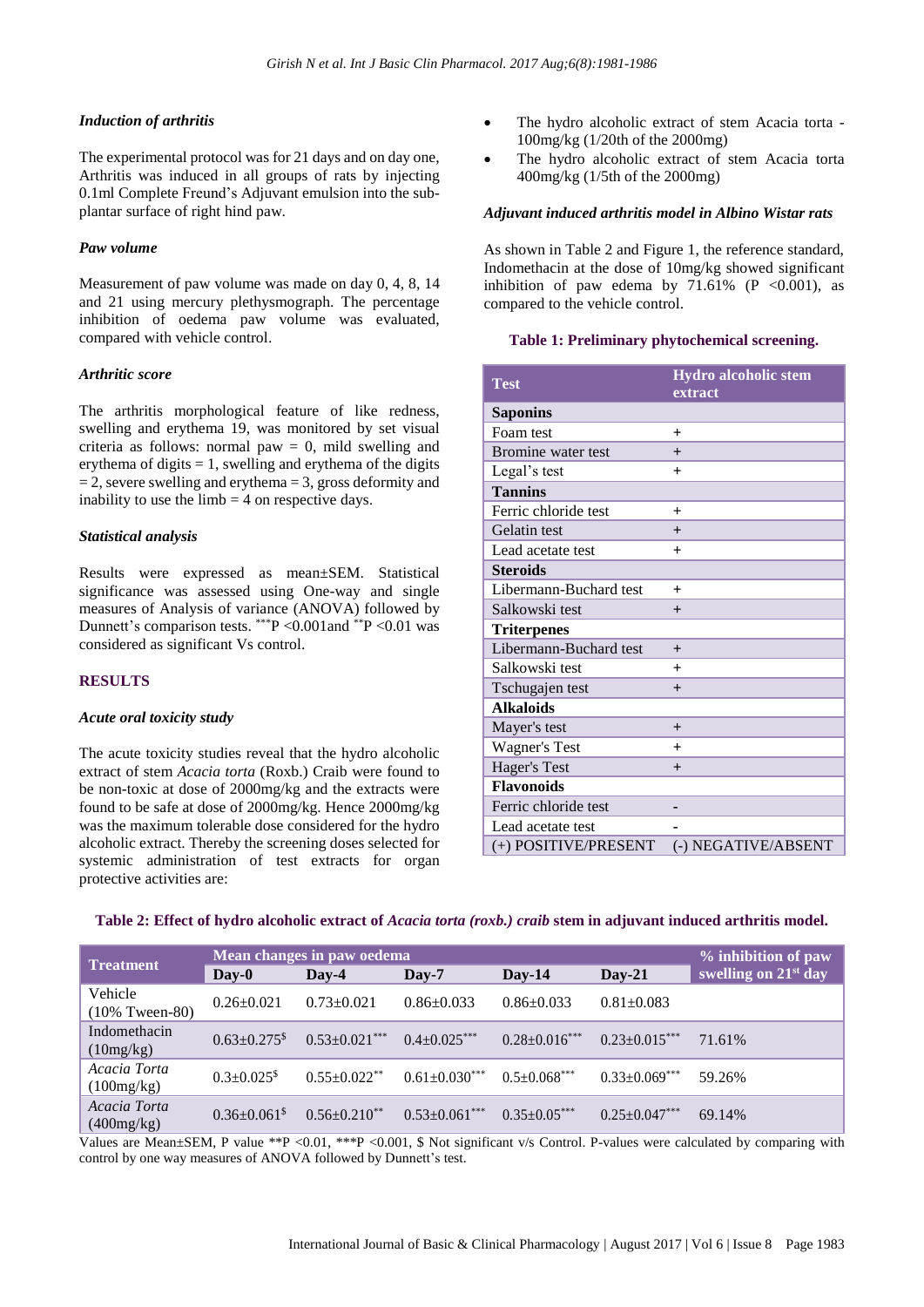### *Induction of arthritis*

The experimental protocol was for 21 days and on day one, Arthritis was induced in all groups of rats by injecting 0.1ml Complete Freund's Adjuvant emulsion into the sub-plantar surface of right hind paw.

### *Paw volume*

Measurement of paw volume was made on day 0, 4, 8, 14 and 21 using mercury plethysmograph. The percentage inhibition of oedema paw volume was evaluated, compared with vehicle control.

### *Arthritic score*

The arthritis morphological feature of like redness, swelling and erythema 19, was monitored by set visual criteria as follows: normal paw = 0, mild swelling and erythema of digits = 1, swelling and erythema of the digits = 2, severe swelling and erythema = 3, gross deformity and inability to use the limb = 4 on respective days.

### *Statistical analysis*

Results were expressed as mean±SEM. Statistical significance was assessed using One-way and single measures of Analysis of variance (ANOVA) followed by Dunnett's comparison tests. ***P <0.001and **P <0.01 was considered as significant Vs control.

## RESULTS

### *Acute oral toxicity study*

The acute toxicity studies reveal that the hydro alcoholic extract of stem *Acacia torta* (Roxb.) Craib were found to be non-toxic at dose of 2000mg/kg and the extracts were found to be safe at dose of 2000mg/kg. Hence 2000mg/kg was the maximum tolerable dose considered for the hydro alcoholic extract. Thereby the screening doses selected for systemic administration of test extracts for organ protective activities are:

- The hydro alcoholic extract of stem Acacia torta - 100mg/kg (1/20th of the 2000mg)
- The hydro alcoholic extract of stem Acacia torta 400mg/kg (1/5th of the 2000mg)

### *Adjuvant induced arthritis model in Albino Wistar rats*

As shown in Table 2 and Figure 1, the reference standard, Indomethacin at the dose of 10mg/kg showed significant inhibition of paw edema by 71.61% (P <0.001), as compared to the vehicle control.

**Table 1: Preliminary phytochemical screening.**

| Test | Hydro alcoholic stem extract |
|---|---|
| **Saponins** | |
| Foam test | + |
| Bromine water test | + |
| Legal's test | + |
| **Tannins** | |
| Ferric chloride test | + |
| Gelatin test | + |
| Lead acetate test | + |
| **Steroids** | |
| Libermann-Buchard test | + |
| Salkowski test | + |
| **Triterpenes** | |
| Libermann-Buchard test | + |
| Salkowski test | + |
| Tschugajen test | + |
| **Alkaloids** | |
| Mayer's test | + |
| Wagner's Test | + |
| Hager's Test | + |
| **Flavonoids** | |
| Ferric chloride test | - |
| Lead acetate test | - |
| (+) POSITIVE/PRESENT | (-) NEGATIVE/ABSENT |

**Table 2: Effect of hydro alcoholic extract of *Acacia torta (roxb.) craib* stem in adjuvant induced arthritis model.**

| Treatment | Mean changes in paw oedema | | | | | % inhibition of paw swelling on 21st day |
|---|---|---|---|---|---|---|
| | Day-0 | Day-4 | Day-7 | Day-14 | Day-21 | |
| Vehicle (10% Tween-80) | 0.26±0.021 | 0.73±0.021 | 0.86±0.033 | 0.86±0.033 | 0.81±0.083 | |
| Indomethacin (10mg/kg) | 0.63±0.275$ | 0.53±0.021*** | 0.4±0.025*** | 0.28±0.016*** | 0.23±0.015*** | 71.61% |
| *Acacia Torta* (100mg/kg) | 0.3±0.025$ | 0.55±0.022** | 0.61±0.030*** | 0.5±0.068*** | 0.33±0.069*** | 59.26% |
| *Acacia Torta* (400mg/kg) | 0.36±0.061$ | 0.56±0.210** | 0.53±0.061*** | 0.35±0.05*** | 0.25±0.047*** | 69.14% |

Values are Mean±SEM, P value **P <0.01, ***P <0.001, $ Not significant v/s Control. P-values were calculated by comparing with control by one way measures of ANOVA followed by Dunnett's test.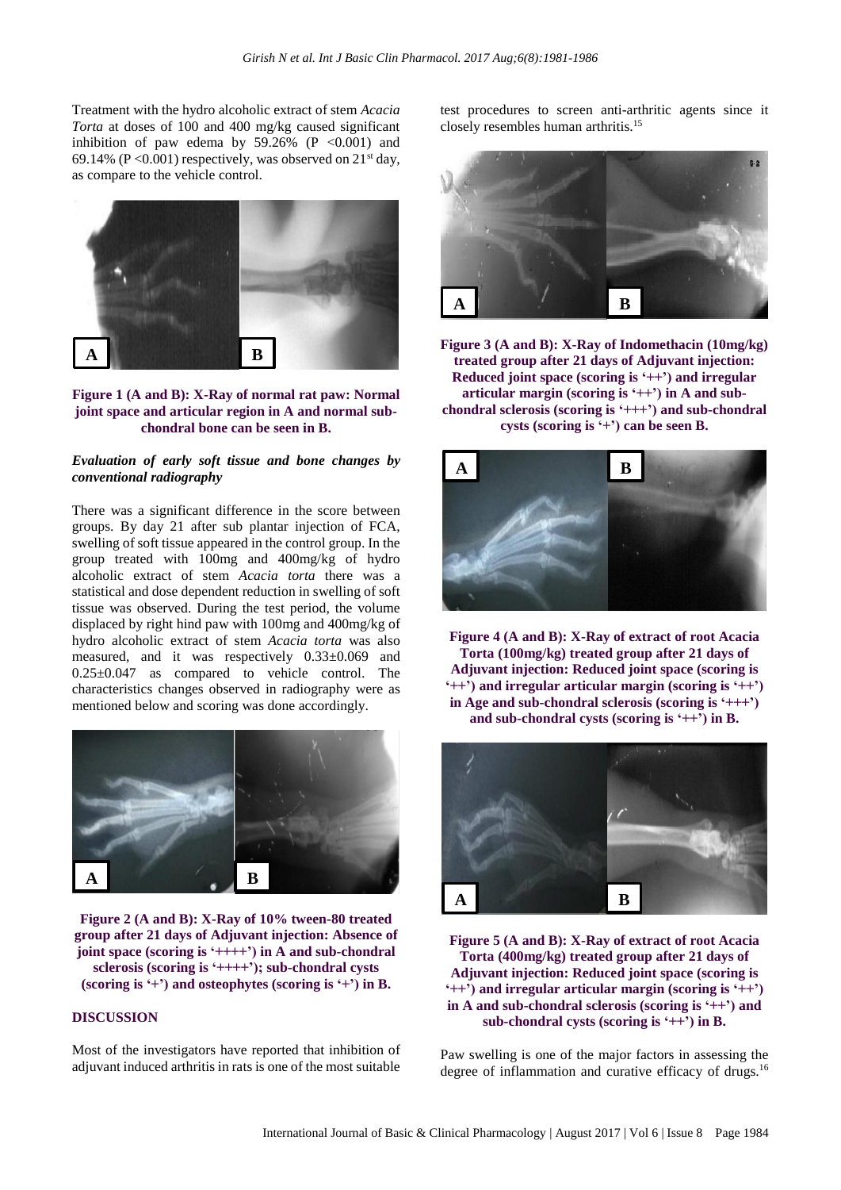Treatment with the hydro alcoholic extract of stem *Acacia Torta* at doses of 100 and 400 mg/kg caused significant inhibition of paw edema by 59.26% ($P < 0.001$) and 69.14% ($P < 0.001$) respectively, was observed on 21$^{st}$ day, as compare to the vehicle control.

**Figure 1 (A and B): X-Ray of normal rat paw: Normal joint space and articular region in A and normal sub-chondral bone can be seen in B.**

### *Evaluation of early soft tissue and bone changes by conventional radiography*

There was a significant difference in the score between groups. By day 21 after sub plantar injection of FCA, swelling of soft tissue appeared in the control group. In the group treated with 100mg and 400mg/kg of hydro alcoholic extract of stem *Acacia torta* there was a statistical and dose dependent reduction in swelling of soft tissue was observed. During the test period, the volume displaced by right hind paw with 100mg and 400mg/kg of hydro alcoholic extract of stem *Acacia torta* was also measured, and it was respectively 0.33±0.069 and 0.25±0.047 as compared to vehicle control. The characteristics changes observed in radiography were as mentioned below and scoring was done accordingly.

**Figure 2 (A and B): X-Ray of 10% tween-80 treated group after 21 days of Adjuvant injection: Absence of joint space (scoring is '++++') in A and sub-chondral sclerosis (scoring is '++++'); sub-chondral cysts (scoring is '+') and osteophytes (scoring is '+') in B.**

## DISCUSSION

Most of the investigators have reported that inhibition of adjuvant induced arthritis in rats is one of the most suitable test procedures to screen anti-arthritic agents since it closely resembles human arthritis.[15]

**Figure 3 (A and B): X-Ray of Indomethacin (10mg/kg) treated group after 21 days of Adjuvant injection: Reduced joint space (scoring is '++') and irregular articular margin (scoring is '++') in A and sub-chondral sclerosis (scoring is '+++') and sub-chondral cysts (scoring is '+') can be seen B.**

**Figure 4 (A and B): X-Ray of extract of root Acacia Torta (100mg/kg) treated group after 21 days of Adjuvant injection: Reduced joint space (scoring is '++') and irregular articular margin (scoring is '++') in Age and sub-chondral sclerosis (scoring is '+++') and sub-chondral cysts (scoring is '++') in B.**

**Figure 5 (A and B): X-Ray of extract of root Acacia Torta (400mg/kg) treated group after 21 days of Adjuvant injection: Reduced joint space (scoring is '++') and irregular articular margin (scoring is '++') in A and sub-chondral sclerosis (scoring is '++') and sub-chondral cysts (scoring is '++') in B.**

Paw swelling is one of the major factors in assessing the degree of inflammation and curative efficacy of drugs.[16]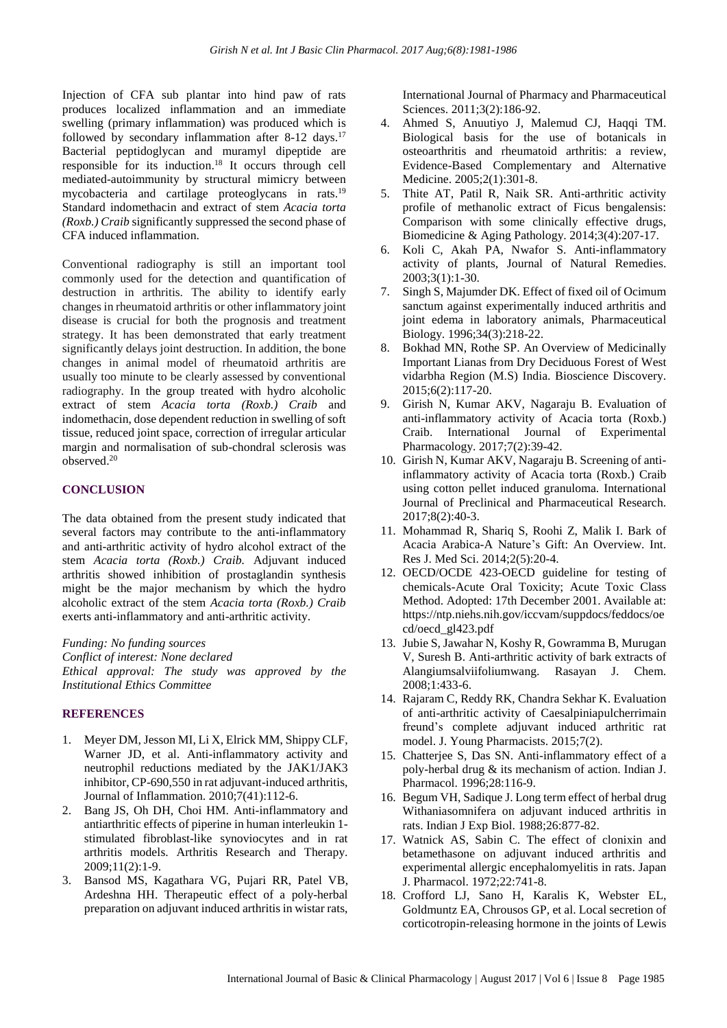Injection of CFA sub plantar into hind paw of rats produces localized inflammation and an immediate swelling (primary inflammation) was produced which is followed by secondary inflammation after 8-12 days.[17] Bacterial peptidoglycan and muramyl dipeptide are responsible for its induction.[18] It occurs through cell mediated-autoimmunity by structural mimicry between mycobacteria and cartilage proteoglycans in rats.[19] Standard indomethacin and extract of stem *Acacia torta (Roxb.) Craib* significantly suppressed the second phase of CFA induced inflammation.

Conventional radiography is still an important tool commonly used for the detection and quantification of destruction in arthritis. The ability to identify early changes in rheumatoid arthritis or other inflammatory joint disease is crucial for both the prognosis and treatment strategy. It has been demonstrated that early treatment significantly delays joint destruction. In addition, the bone changes in animal model of rheumatoid arthritis are usually too minute to be clearly assessed by conventional radiography. In the group treated with hydro alcoholic extract of stem *Acacia torta (Roxb.) Craib* and indomethacin, dose dependent reduction in swelling of soft tissue, reduced joint space, correction of irregular articular margin and normalisation of sub-chondral sclerosis was observed.[20]

## CONCLUSION

The data obtained from the present study indicated that several factors may contribute to the anti-inflammatory and anti-arthritic activity of hydro alcohol extract of the stem *Acacia torta (Roxb.) Craib.* Adjuvant induced arthritis showed inhibition of prostaglandin synthesis might be the major mechanism by which the hydro alcoholic extract of the stem *Acacia torta (Roxb.) Craib* exerts anti-inflammatory and anti-arthritic activity.

*Funding: No funding sources*
*Conflict of interest: None declared*
*Ethical approval: The study was approved by the Institutional Ethics Committee*

## REFERENCES

1. Meyer DM, Jesson MI, Li X, Elrick MM, Shippy CLF, Warner JD, et al. Anti-inflammatory activity and neutrophil reductions mediated by the JAK1/JAK3 inhibitor, CP-690,550 in rat adjuvant-induced arthritis, Journal of Inflammation. 2010;7(41):112-6.
2. Bang JS, Oh DH, Choi HM. Anti-inflammatory and antiarthritic effects of piperine in human interleukin 1-stimulated fibroblast-like synoviocytes and in rat arthritis models. Arthritis Research and Therapy. 2009;11(2):1-9.
3. Bansod MS, Kagathara VG, Pujari RR, Patel VB, Ardeshna HH. Therapeutic effect of a poly-herbal preparation on adjuvant induced arthritis in wistar rats, International Journal of Pharmacy and Pharmaceutical Sciences. 2011;3(2):186-92.
4. Ahmed S, Anuutiyo J, Malemud CJ, Haqqi TM. Biological basis for the use of botanicals in osteoarthritis and rheumatoid arthritis: a review, Evidence-Based Complementary and Alternative Medicine. 2005;2(1):301-8.
5. Thite AT, Patil R, Naik SR. Anti-arthritic activity profile of methanolic extract of Ficus bengalensis: Comparison with some clinically effective drugs, Biomedicine & Aging Pathology. 2014;3(4):207-17.
6. Koli C, Akah PA, Nwafor S. Anti-inflammatory activity of plants, Journal of Natural Remedies. 2003;3(1):1-30.
7. Singh S, Majumder DK. Effect of fixed oil of Ocimum sanctum against experimentally induced arthritis and joint edema in laboratory animals, Pharmaceutical Biology. 1996;34(3):218-22.
8. Bokhad MN, Rothe SP. An Overview of Medicinally Important Lianas from Dry Deciduous Forest of West vidarbha Region (M.S) India. Bioscience Discovery. 2015;6(2):117-20.
9. Girish N, Kumar AKV, Nagaraju B. Evaluation of anti-inflammatory activity of Acacia torta (Roxb.) Craib. International Journal of Experimental Pharmacology. 2017;7(2):39-42.
10. Girish N, Kumar AKV, Nagaraju B. Screening of anti-inflammatory activity of Acacia torta (Roxb.) Craib using cotton pellet induced granuloma. International Journal of Preclinical and Pharmaceutical Research. 2017;8(2):40-3.
11. Mohammad R, Shariq S, Roohi Z, Malik I. Bark of Acacia Arabica-A Nature's Gift: An Overview. Int. Res J. Med Sci. 2014;2(5):20-4.
12. OECD/OCDE 423-OECD guideline for testing of chemicals-Acute Oral Toxicity; Acute Toxic Class Method. Adopted: 17th December 2001. Available at: https://ntp.niehs.nih.gov/iccvam/suppdocs/feddocs/oecd/oecd_gl423.pdf
13. Jubie S, Jawahar N, Koshy R, Gowramma B, Murugan V, Suresh B. Anti-arthritic activity of bark extracts of Alangiumsalviifoliumwang. Rasayan J. Chem. 2008;1:433-6.
14. Rajaram C, Reddy RK, Chandra Sekhar K. Evaluation of anti-arthritic activity of Caesalpiniapulcherrimain freund's complete adjuvant induced arthritic rat model. J. Young Pharmacists. 2015;7(2).
15. Chatterjee S, Das SN. Anti-inflammatory effect of a poly-herbal drug & its mechanism of action. Indian J. Pharmacol. 1996;28:116-9.
16. Begum VH, Sadique J. Long term effect of herbal drug Withaniasomnifera on adjuvant induced arthritis in rats. Indian J Exp Biol. 1988;26:877-82.
17. Watnick AS, Sabin C. The effect of clonixin and betamethasone on adjuvant induced arthritis and experimental allergic encephalomyelitis in rats. Japan J. Pharmacol. 1972;22:741-8.
18. Crofford LJ, Sano H, Karalis K, Webster EL, Goldmuntz EA, Chrousos GP, et al. Local secretion of corticotropin-releasing hormone in the joints of Lewis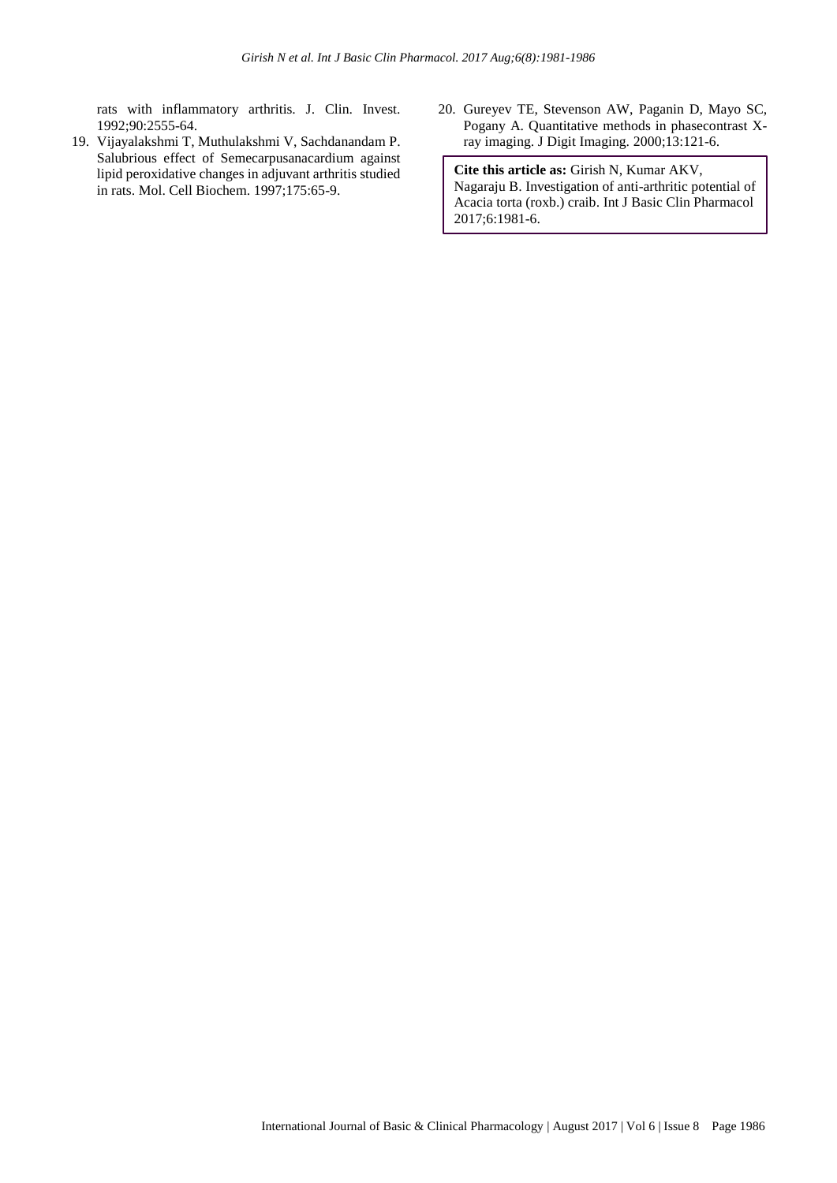rats with inflammatory arthritis. J. Clin. Invest. 1992;90:2555-64.

19. Vijayalakshmi T, Muthulakshmi V, Sachdanandam P. Salubrious effect of Semecarpusanacardium against lipid peroxidative changes in adjuvant arthritis studied in rats. Mol. Cell Biochem. 1997;175:65-9.

20. Gureyev TE, Stevenson AW, Paganin D, Mayo SC, Pogany A. Quantitative methods in phasecontrast X-ray imaging. J Digit Imaging. 2000;13:121-6.

**Cite this article as:** Girish N, Kumar AKV, Nagaraju B. Investigation of anti-arthritic potential of Acacia torta (roxb.) craib. Int J Basic Clin Pharmacol 2017;6:1981-6.